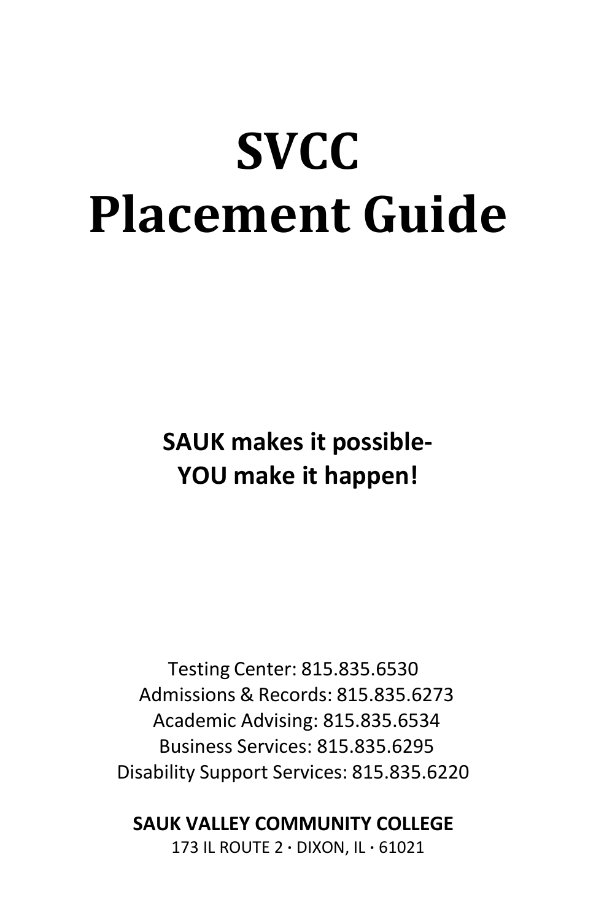# SVCC Placement Guide

**SAUK makes it possible-**
**YOU make it happen!**

Testing Center: 815.835.6530
Admissions & Records: 815.835.6273
Academic Advising: 815.835.6534
Business Services: 815.835.6295
Disability Support Services: 815.835.6220

**SAUK VALLEY COMMUNITY COLLEGE**
173 IL ROUTE 2 · DIXON, IL · 61021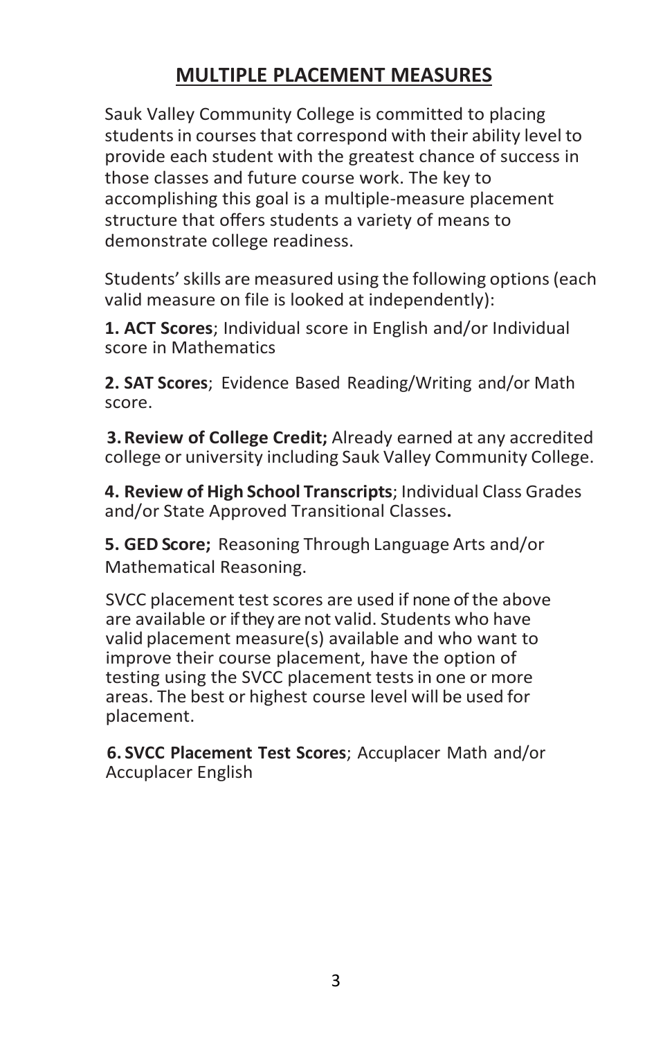## MULTIPLE PLACEMENT MEASURES

Sauk Valley Community College is committed to placing students in courses that correspond with their ability level to provide each student with the greatest chance of success in those classes and future course work. The key to accomplishing this goal is a multiple-measure placement structure that offers students a variety of means to demonstrate college readiness.

Students' skills are measured using the following options (each valid measure on file is looked at independently):

**1. ACT Scores**; Individual score in English and/or Individual score in Mathematics

**2. SAT Scores**; Evidence Based Reading/Writing and/or Math score.

**3. Review of College Credit;** Already earned at any accredited college or university including Sauk Valley Community College.

**4. Review of High School Transcripts**; Individual Class Grades and/or State Approved Transitional Classes**.**

**5. GED Score;** Reasoning Through Language Arts and/or Mathematical Reasoning.

SVCC placement test scores are used if none of the above are available or if they are not valid. Students who have valid placement measure(s) available and who want to improve their course placement, have the option of testing using the SVCC placement tests in one or more areas. The best or highest course level will be used for placement.

**6. SVCC Placement Test Scores**; Accuplacer Math and/or Accuplacer English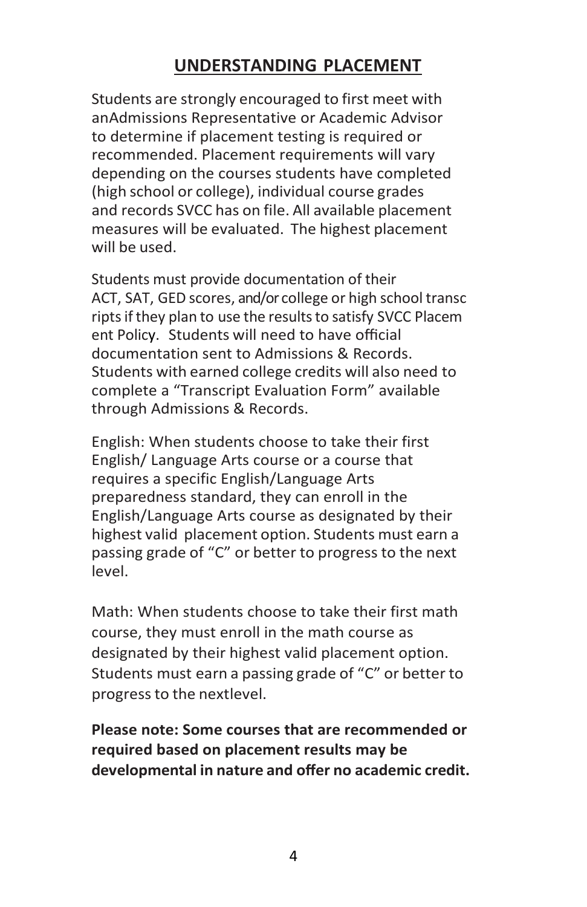## UNDERSTANDING PLACEMENT

Students are strongly encouraged to first meet with anAdmissions Representative or Academic Advisor to determine if placement testing is required or recommended. Placement requirements will vary depending on the courses students have completed (high school or college), individual course grades and records SVCC has on file. All available placement measures will be evaluated. The highest placement will be used.

Students must provide documentation of their ACT, SAT, GED scores, and/or college or high school transcripts if they plan to use the results to satisfy SVCC Placement Policy. Students will need to have official documentation sent to Admissions & Records. Students with earned college credits will also need to complete a "Transcript Evaluation Form" available through Admissions & Records.

English: When students choose to take their first English/ Language Arts course or a course that requires a specific English/Language Arts preparedness standard, they can enroll in the English/Language Arts course as designated by their highest valid placement option. Students must earn a passing grade of "C" or better to progress to the next level.

Math: When students choose to take their first math course, they must enroll in the math course as designated by their highest valid placement option. Students must earn a passing grade of "C" or better to progress to the nextlevel.

**Please note: Some courses that are recommended or required based on placement results may be developmental in nature and offer no academic credit.**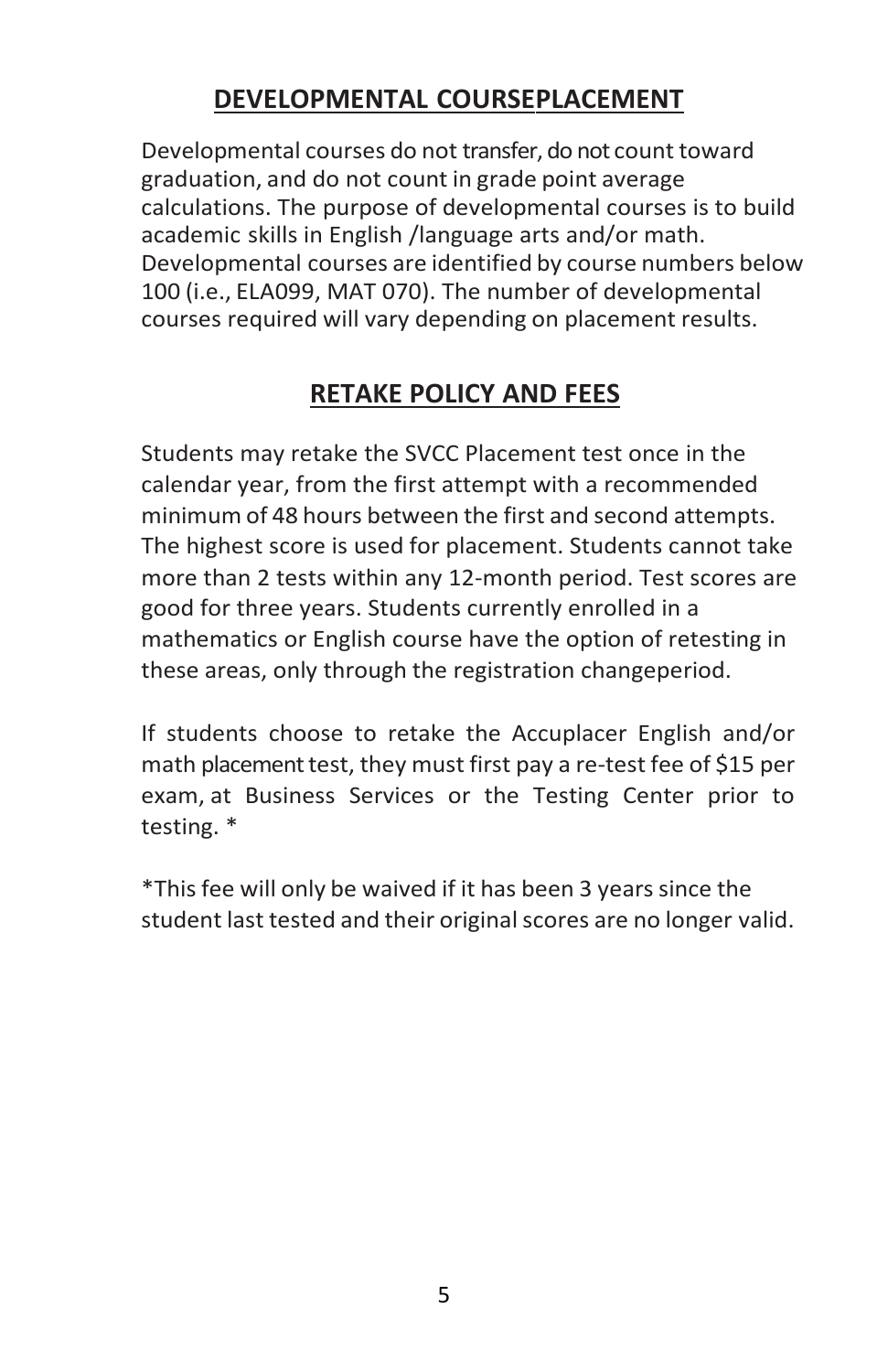## DEVELOPMENTAL COURSEPLACEMENT

Developmental courses do not transfer, do not count toward graduation, and do not count in grade point average calculations. The purpose of developmental courses is to build academic skills in English /language arts and/or math. Developmental courses are identified by course numbers below 100 (i.e., ELA099, MAT 070). The number of developmental courses required will vary depending on placement results.

## RETAKE POLICY AND FEES

Students may retake the SVCC Placement test once in the calendar year, from the first attempt with a recommended minimum of 48 hours between the first and second attempts. The highest score is used for placement. Students cannot take more than 2 tests within any 12-month period. Test scores are good for three years. Students currently enrolled in a mathematics or English course have the option of retesting in these areas, only through the registration changeperiod.

If students choose to retake the Accuplacer English and/or math placement test, they must first pay a re-test fee of $15 per exam, at Business Services or the Testing Center prior to testing. *

*This fee will only be waived if it has been 3 years since the student last tested and their original scores are no longer valid.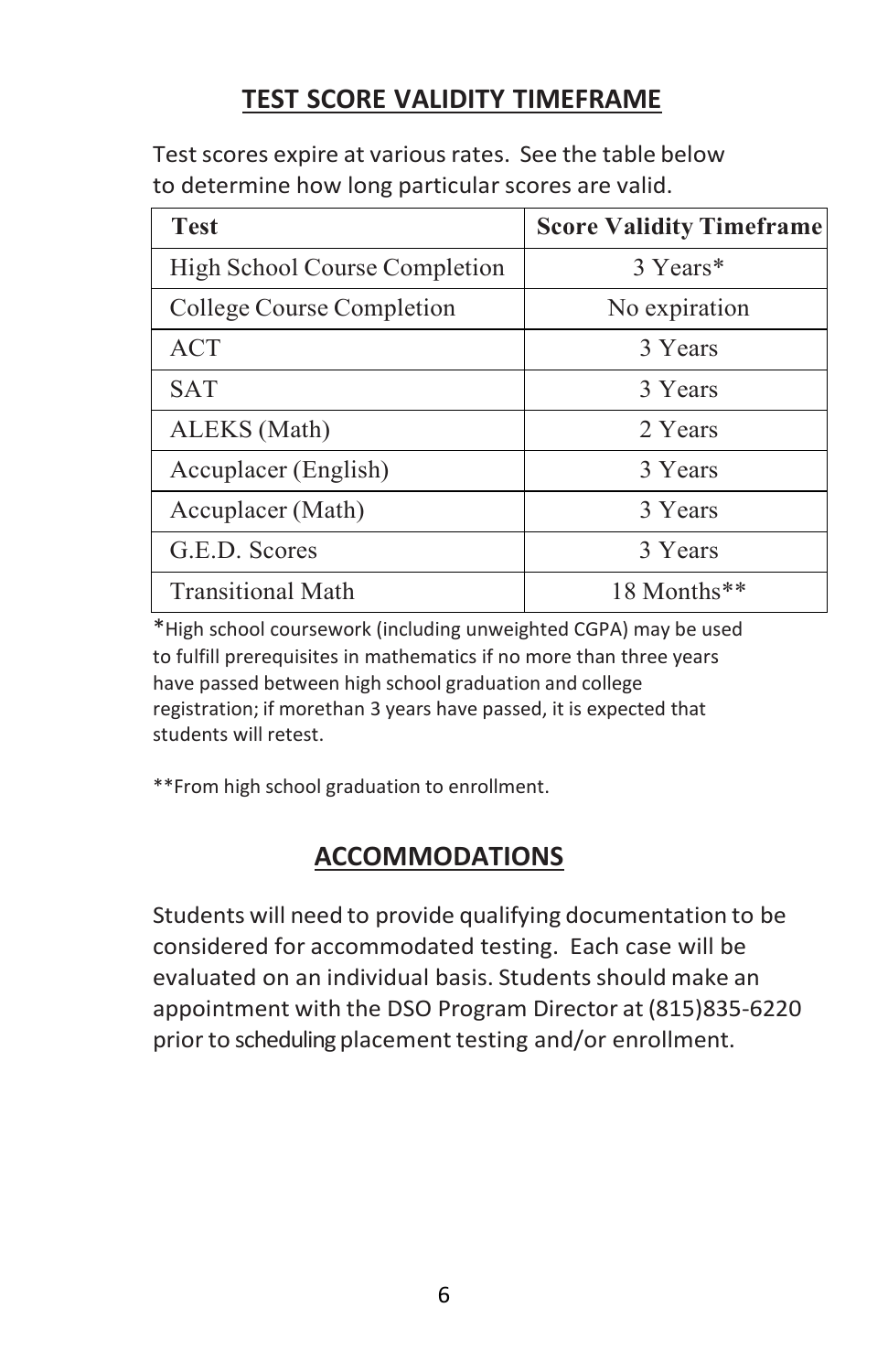## TEST SCORE VALIDITY TIMEFRAME

Test scores expire at various rates. See the table below to determine how long particular scores are valid.

| Test | Score Validity Timeframe |
| --- | --- |
| High School Course Completion | 3 Years* |
| College Course Completion | No expiration |
| ACT | 3 Years |
| SAT | 3 Years |
| ALEKS (Math) | 2 Years |
| Accuplacer (English) | 3 Years |
| Accuplacer (Math) | 3 Years |
| G.E.D. Scores | 3 Years |
| Transitional Math | 18 Months** |

*High school coursework (including unweighted CGPA) may be used to fulfill prerequisites in mathematics if no more than three years have passed between high school graduation and college registration; if morethan 3 years have passed, it is expected that students will retest.

**From high school graduation to enrollment.

## ACCOMMODATIONS

Students will need to provide qualifying documentation to be considered for accommodated testing. Each case will be evaluated on an individual basis. Students should make an appointment with the DSO Program Director at (815)835-6220 prior to scheduling placement testing and/or enrollment.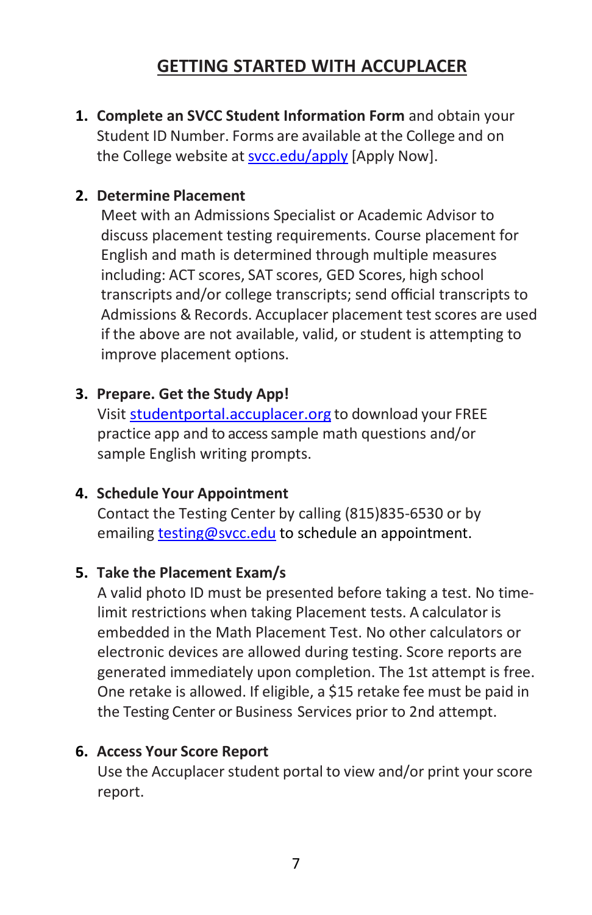# GETTING STARTED WITH ACCUPLACER

1. **Complete an SVCC Student Information Form** and obtain your Student ID Number. Forms are available at the College and on the College website at svcc.edu/apply [Apply Now].

2. **Determine Placement**
   Meet with an Admissions Specialist or Academic Advisor to discuss placement testing requirements. Course placement for English and math is determined through multiple measures including: ACT scores, SAT scores, GED Scores, high school transcripts and/or college transcripts; send official transcripts to Admissions & Records. Accuplacer placement test scores are used if the above are not available, valid, or student is attempting to improve placement options.

3. **Prepare. Get the Study App!**
   Visit studentportal.accuplacer.org to download your FREE practice app and to access sample math questions and/or sample English writing prompts.

4. **Schedule Your Appointment**
   Contact the Testing Center by calling (815)835-6530 or by emailing testing@svcc.edu to schedule an appointment.

5. **Take the Placement Exam/s**
   A valid photo ID must be presented before taking a test. No time-limit restrictions when taking Placement tests. A calculator is embedded in the Math Placement Test. No other calculators or electronic devices are allowed during testing. Score reports are generated immediately upon completion. The 1st attempt is free. One retake is allowed. If eligible, a $15 retake fee must be paid in the Testing Center or Business Services prior to 2nd attempt.

6. **Access Your Score Report**
   Use the Accuplacer student portal to view and/or print your score report.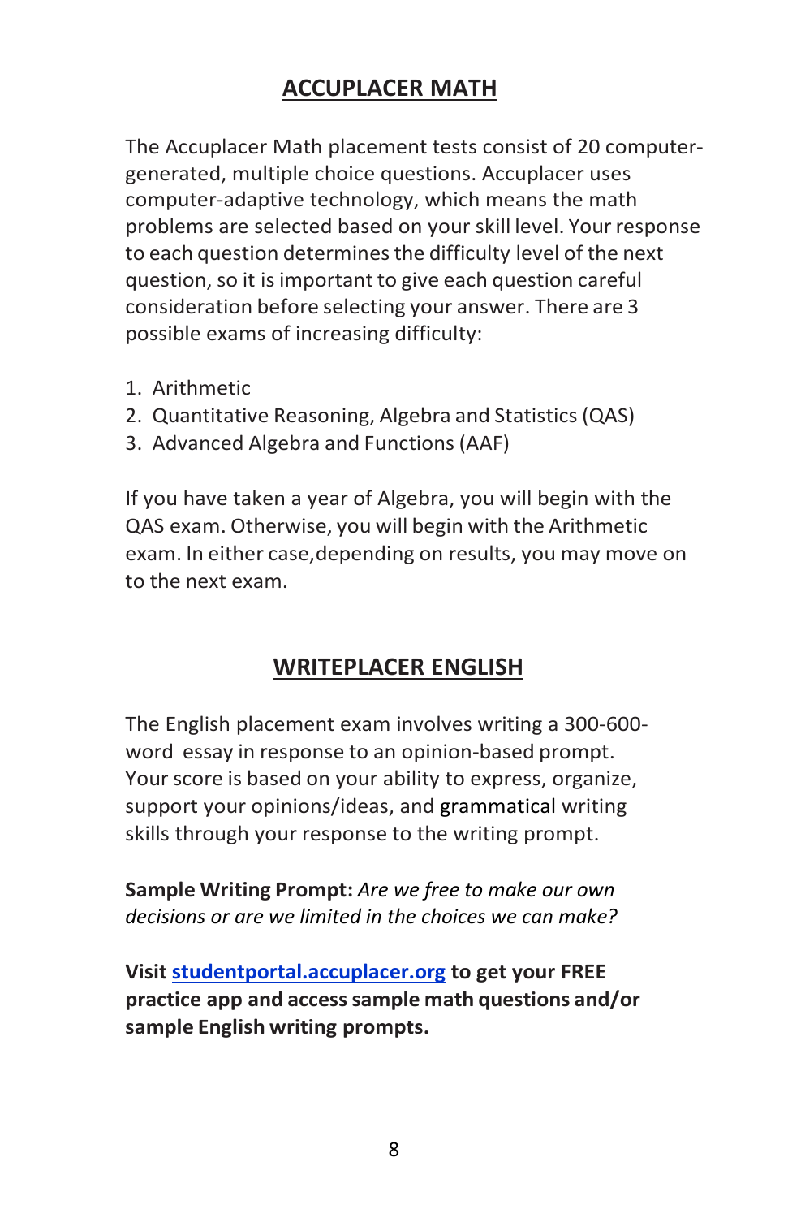## ACCUPLACER MATH

The Accuplacer Math placement tests consist of 20 computer-generated, multiple choice questions. Accuplacer uses computer-adaptive technology, which means the math problems are selected based on your skill level. Your response to each question determines the difficulty level of the next question, so it is important to give each question careful consideration before selecting your answer. There are 3 possible exams of increasing difficulty:

1. Arithmetic
2. Quantitative Reasoning, Algebra and Statistics (QAS)
3. Advanced Algebra and Functions (AAF)

If you have taken a year of Algebra, you will begin with the QAS exam. Otherwise, you will begin with the Arithmetic exam. In either case,depending on results, you may move on to the next exam.

## WRITEPLACER ENGLISH

The English placement exam involves writing a 300-600-word essay in response to an opinion-based prompt. Your score is based on your ability to express, organize, support your opinions/ideas, and grammatical writing skills through your response to the writing prompt.

**Sample Writing Prompt:** *Are we free to make our own decisions or are we limited in the choices we can make?*

**Visit [studentportal.accuplacer.org](studentportal.accuplacer.org) to get your FREE practice app and access sample math questions and/or sample English writing prompts.**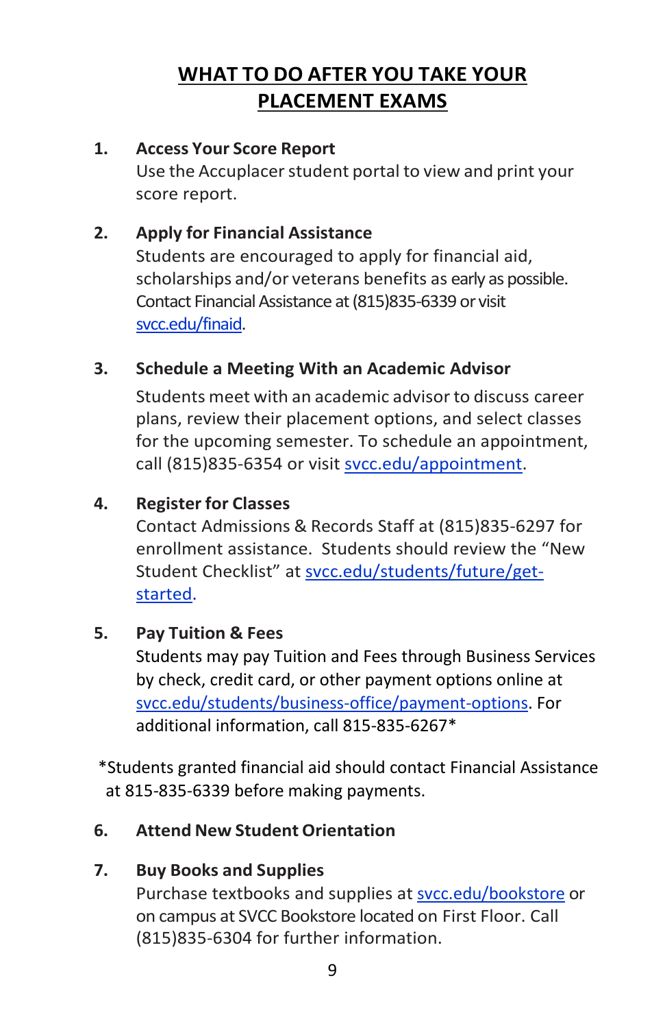# WHAT TO DO AFTER YOU TAKE YOUR PLACEMENT EXAMS

1. **Access Your Score Report**
   Use the Accuplacer student portal to view and print your score report.

2. **Apply for Financial Assistance**
   Students are encouraged to apply for financial aid, scholarships and/or veterans benefits as early as possible. Contact Financial Assistance at (815)835-6339 or visit svcc.edu/finaid.

3. **Schedule a Meeting With an Academic Advisor**
   Students meet with an academic advisor to discuss career plans, review their placement options, and select classes for the upcoming semester. To schedule an appointment, call (815)835-6354 or visit svcc.edu/appointment.

4. **Register for Classes**
   Contact Admissions & Records Staff at (815)835-6297 for enrollment assistance. Students should review the "New Student Checklist" at svcc.edu/students/future/get-started.

5. **Pay Tuition & Fees**
   Students may pay Tuition and Fees through Business Services by check, credit card, or other payment options online at svcc.edu/students/business-office/payment-options. For additional information, call 815-835-6267*

*Students granted financial aid should contact Financial Assistance at 815-835-6339 before making payments.

6. **Attend New Student Orientation**

7. **Buy Books and Supplies**
   Purchase textbooks and supplies at svcc.edu/bookstore or on campus at SVCC Bookstore located on First Floor. Call (815)835-6304 for further information.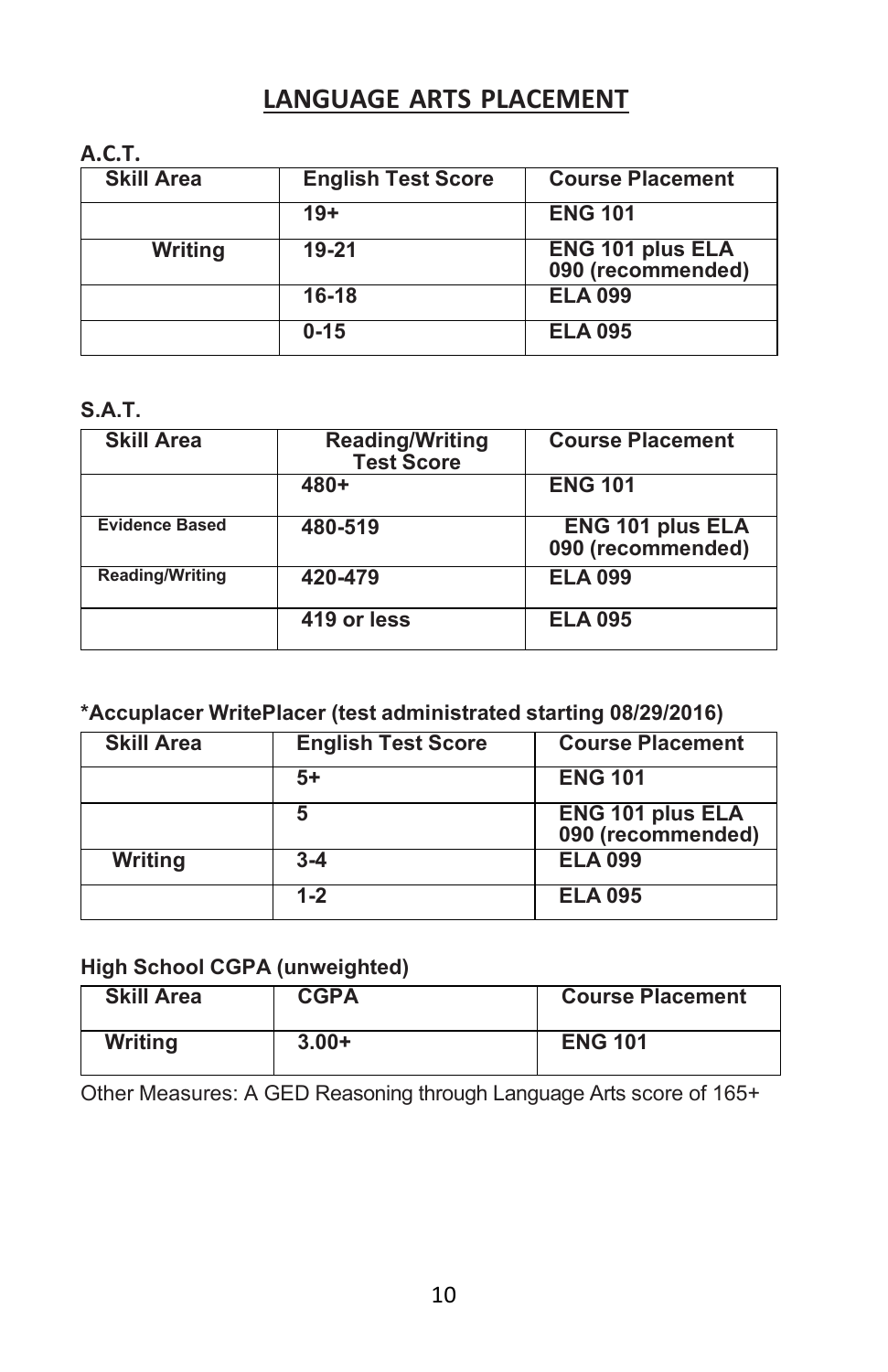# LANGUAGE ARTS PLACEMENT

**A.C.T.**

| Skill Area | English Test Score | Course Placement |
|---|---|---|
| | 19+ | ENG 101 |
| Writing | 19-21 | ENG 101 plus ELA 090 (recommended) |
| | 16-18 | ELA 099 |
| | 0-15 | ELA 095 |

**S.A.T.**

| Skill Area | Reading/Writing Test Score | Course Placement |
|---|---|---|
| | 480+ | ENG 101 |
| Evidence Based | 480-519 | ENG 101 plus ELA 090 (recommended) |
| Reading/Writing | 420-479 | ELA 099 |
| | 419 or less | ELA 095 |

**\*Accuplacer WritePlacer (test administrated starting 08/29/2016)**

| Skill Area | English Test Score | Course Placement |
|---|---|---|
| | 5+ | ENG 101 |
| | 5 | ENG 101 plus ELA 090 (recommended) |
| Writing | 3-4 | ELA 099 |
| | 1-2 | ELA 095 |

**High School CGPA (unweighted)**

| Skill Area | CGPA | Course Placement |
|---|---|---|
| Writing | 3.00+ | ENG 101 |

Other Measures: A GED Reasoning through Language Arts score of 165+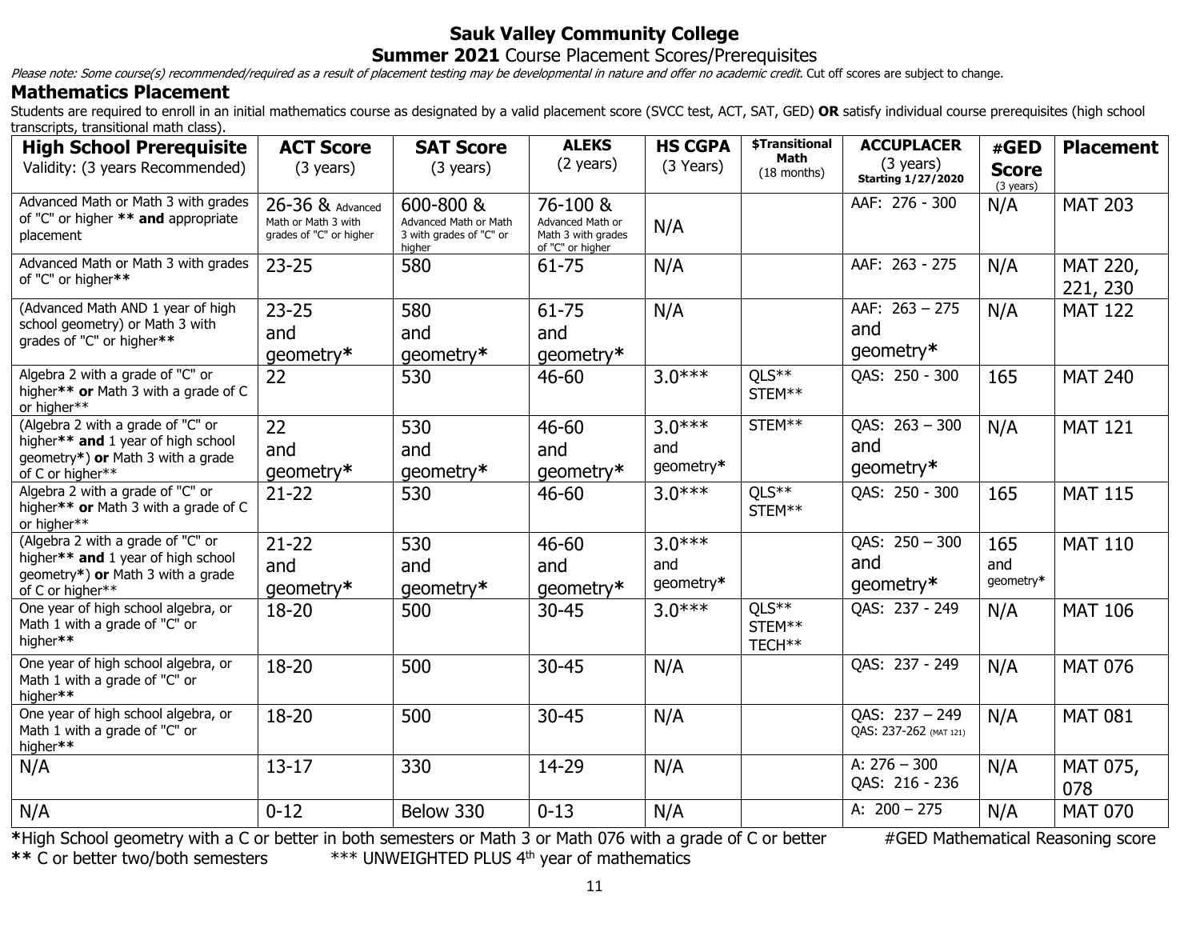# Sauk Valley Community College

## **Summer 2021** Course Placement Scores/Prerequisites

*Please note: Some course(s) recommended/required as a result of placement testing may be developmental in nature and offer no academic credit.* Cut off scores are subject to change.

## Mathematics Placement

Students are required to enroll in an initial mathematics course as designated by a valid placement score (SVCC test, ACT, SAT, GED) **OR** satisfy individual course prerequisites (high school transcripts, transitional math class).

| **High School Prerequisite** Validity: (3 years Recommended) | **ACT Score** (3 years) | **SAT Score** (3 years) | **ALEKS** (2 years) | **HS CGPA** (3 Years) | **$Transitional Math** (18 months) | **ACCUPLACER** (3 years) **Starting 1/27/2020** | **#GED Score** (3 years) | **Placement** |
|---|---|---|---|---|---|---|---|---|
| Advanced Math or Math 3 with grades of "C" or higher ** **and** appropriate placement | 26-36 & Advanced Math or Math 3 with grades of "C" or higher | 600-800 & Advanced Math or Math 3 with grades of "C" or higher | 76-100 & Advanced Math or Math 3 with grades of "C" or higher | N/A | | AAF: 276 - 300 | N/A | MAT 203 |
| Advanced Math or Math 3 with grades of "C" or higher** | 23-25 | 580 | 61-75 | N/A | | AAF: 263 - 275 | N/A | MAT 220, 221, 230 |
| (Advanced Math AND 1 year of high school geometry) or Math 3 with grades of "C" or higher** | 23-25 and geometry* | 580 and geometry* | 61-75 and geometry* | N/A | | AAF: 263 – 275 and geometry* | N/A | MAT 122 |
| Algebra 2 with a grade of "C" or higher** **or** Math 3 with a grade of C or higher** | 22 | 530 | 46-60 | 3.0*** | QLS** STEM** | QAS: 250 - 300 | 165 | MAT 240 |
| (Algebra 2 with a grade of "C" or higher** **and** 1 year of high school geometry*) **or** Math 3 with a grade of C or higher** | 22 and geometry* | 530 and geometry* | 46-60 and geometry* | 3.0*** and geometry* | STEM** | QAS: 263 – 300 and geometry* | N/A | MAT 121 |
| Algebra 2 with a grade of "C" or higher** **or** Math 3 with a grade of C or higher** | 21-22 | 530 | 46-60 | 3.0*** | QLS** STEM** | QAS: 250 - 300 | 165 | MAT 115 |
| (Algebra 2 with a grade of "C" or higher** **and** 1 year of high school geometry*) **or** Math 3 with a grade of C or higher** | 21-22 and geometry* | 530 and geometry* | 46-60 and geometry* | 3.0*** and geometry* | | QAS: 250 – 300 and geometry* | 165 and geometry* | MAT 110 |
| One year of high school algebra, or Math 1 with a grade of "C" or higher** | 18-20 | 500 | 30-45 | 3.0*** | QLS** STEM** TECH** | QAS: 237 - 249 | N/A | MAT 106 |
| One year of high school algebra, or Math 1 with a grade of "C" or higher** | 18-20 | 500 | 30-45 | N/A | | QAS: 237 - 249 | N/A | MAT 076 |
| One year of high school algebra, or Math 1 with a grade of "C" or higher** | 18-20 | 500 | 30-45 | N/A | | QAS: 237 – 249 QAS: 237-262 (MAT 121) | N/A | MAT 081 |
| N/A | 13-17 | 330 | 14-29 | N/A | | A: 276 – 300 QAS: 216 - 236 | N/A | MAT 075, 078 |
| N/A | 0-12 | Below 330 | 0-13 | N/A | | A: 200 – 275 | N/A | MAT 070 |

*High School geometry with a C or better in both semesters or Math 3 or Math 076 with a grade of C or better

#GED Mathematical Reasoning score

** C or better two/both semesters

*** UNWEIGHTED PLUS 4th year of mathematics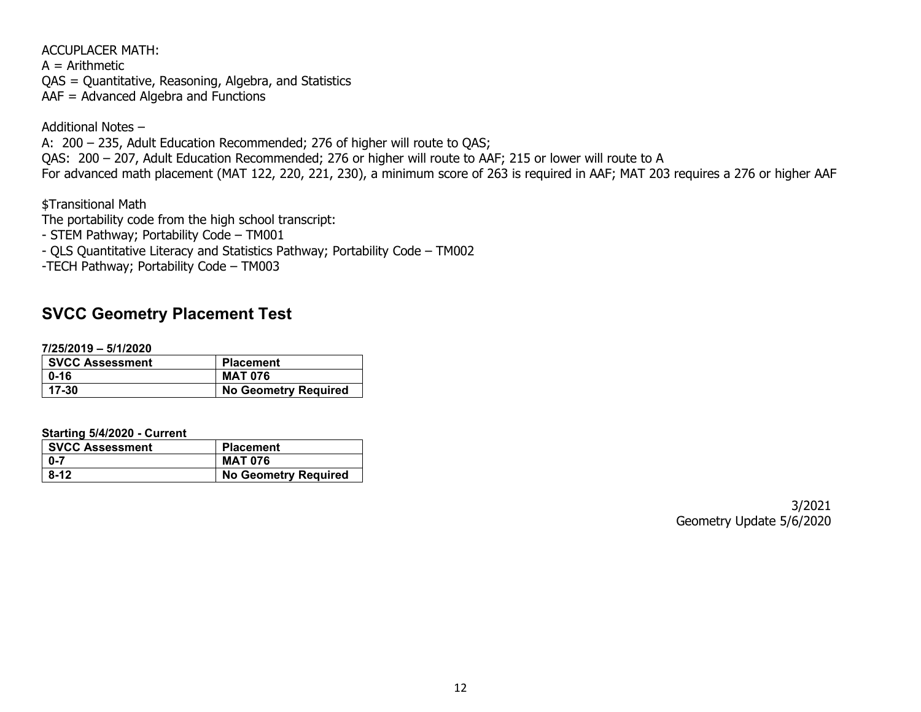ACCUPLACER MATH:
A = Arithmetic
QAS = Quantitative, Reasoning, Algebra, and Statistics
AAF = Advanced Algebra and Functions

Additional Notes –
A: 200 – 235, Adult Education Recommended; 276 of higher will route to QAS;
QAS: 200 – 207, Adult Education Recommended; 276 or higher will route to AAF; 215 or lower will route to A
For advanced math placement (MAT 122, 220, 221, 230), a minimum score of 263 is required in AAF; MAT 203 requires a 276 or higher AAF

$Transitional Math
The portability code from the high school transcript:
- STEM Pathway; Portability Code – TM001
- QLS Quantitative Literacy and Statistics Pathway; Portability Code – TM002
-TECH Pathway; Portability Code – TM003

## SVCC Geometry Placement Test

**7/25/2019 – 5/1/2020**

| SVCC Assessment | Placement |
|---|---|
| 0-16 | MAT 076 |
| 17-30 | No Geometry Required |

**Starting 5/4/2020 - Current**

| SVCC Assessment | Placement |
|---|---|
| 0-7 | MAT 076 |
| 8-12 | No Geometry Required |

3/2021
Geometry Update 5/6/2020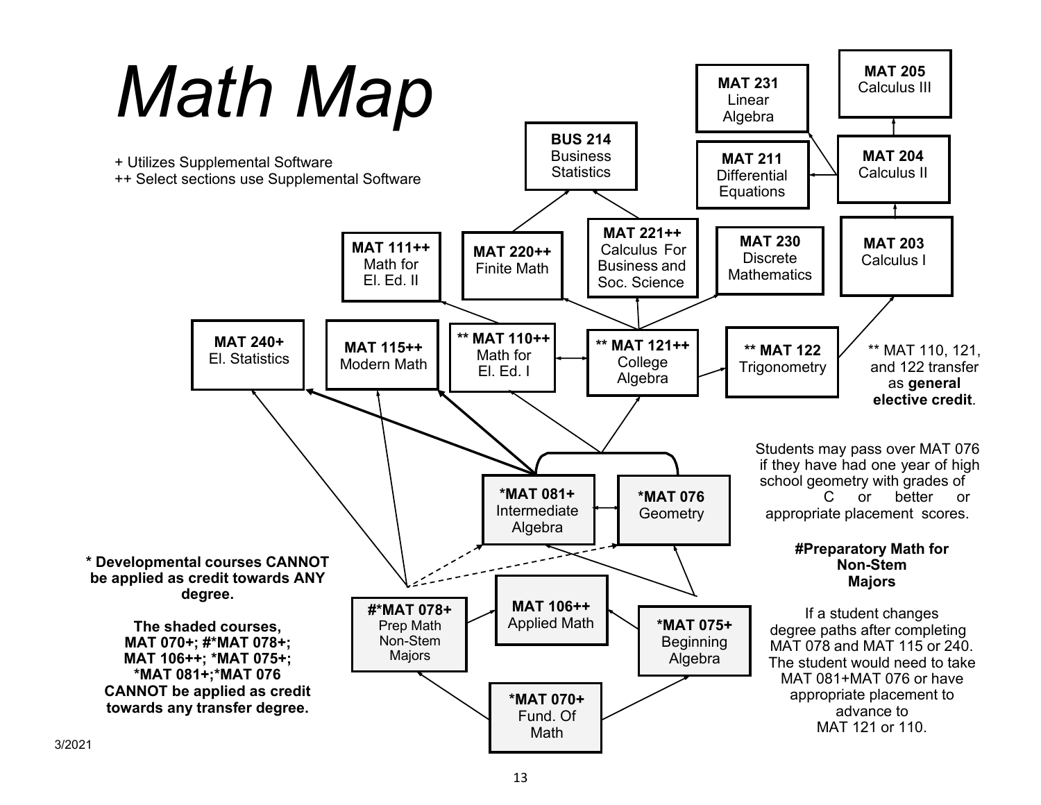# Math Map

+ Utilizes Supplemental Software
++ Select sections use Supplemental Software

MAT 231 Linear Algebra

MAT 205 Calculus III

BUS 214 Business Statistics

MAT 211 Differential Equations

MAT 204 Calculus II

MAT 111++ Math for El. Ed. II

MAT 220++ Finite Math

MAT 221++ Calculus For Business and Soc. Science

MAT 230 Discrete Mathematics

MAT 203 Calculus I

MAT 240+ El. Statistics

MAT 115++ Modern Math

** MAT 110++ Math for El. Ed. I

** MAT 121++ College Algebra

** MAT 122 Trigonometry

** MAT 110, 121, and 122 transfer as **general elective credit**.

Students may pass over MAT 076 if they have had one year of high school geometry with grades of C or better or appropriate placement scores.

*MAT 081+ Intermediate Algebra

*MAT 076 Geometry

**#Preparatory Math for Non-Stem Majors**

**\* Developmental courses CANNOT be applied as credit towards ANY degree.**

**The shaded courses, MAT 070+; #*MAT 078+; MAT 106++; *MAT 075+; *MAT 081+;*MAT 076 CANNOT be applied as credit towards any transfer degree.**

#*MAT 078+ Prep Math Non-Stem Majors

MAT 106++ Applied Math

*MAT 075+ Beginning Algebra

*MAT 070+ Fund. Of Math

If a student changes degree paths after completing MAT 078 and MAT 115 or 240. The student would need to take MAT 081+MAT 076 or have appropriate placement to advance to MAT 121 or 110.

3/2021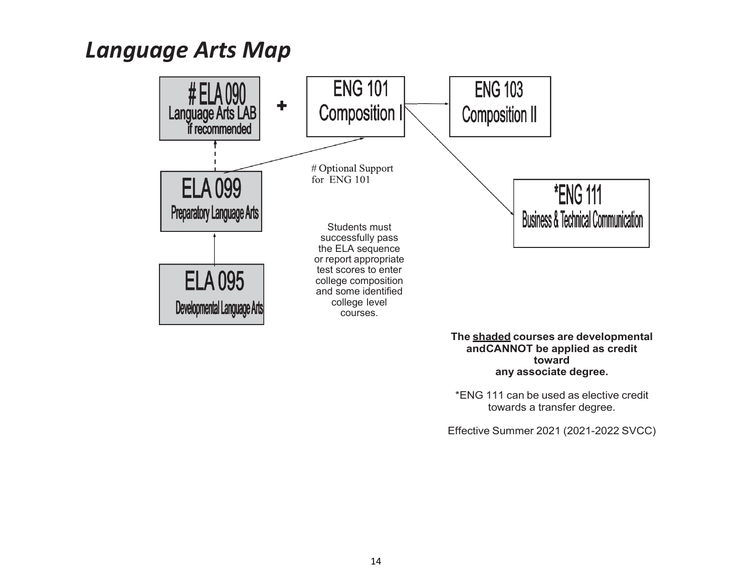## *Language Arts Map*

# ELA 090
Language Arts LAB
if recommended

+

ENG 101
Composition I

ENG 103
Composition II

# Optional Support
for ENG 101

ELA 099
Preparatory Language Arts

*ENG 111
Business & Technical Communication

Students must successfully pass the ELA sequence or report appropriate test scores to enter college composition and some identified college level courses.

ELA 095
Developmental Language Arts

**The shaded courses are developmental andCANNOT be applied as credit toward any associate degree.**

*ENG 111 can be used as elective credit towards a transfer degree.

Effective Summer 2021 (2021-2022 SVCC)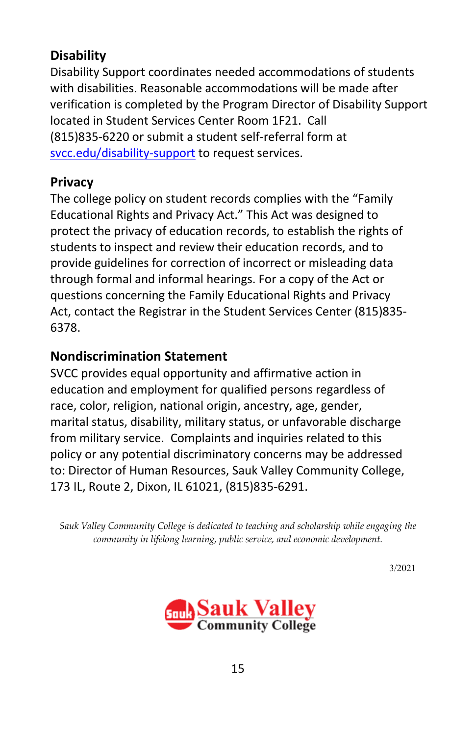## Disability

Disability Support coordinates needed accommodations of students with disabilities. Reasonable accommodations will be made after verification is completed by the Program Director of Disability Support located in Student Services Center Room 1F21. Call (815)835-6220 or submit a student self-referral form at [svcc.edu/disability-support](svcc.edu/disability-support) to request services.

## Privacy

The college policy on student records complies with the "Family Educational Rights and Privacy Act." This Act was designed to protect the privacy of education records, to establish the rights of students to inspect and review their education records, and to provide guidelines for correction of incorrect or misleading data through formal and informal hearings. For a copy of the Act or questions concerning the Family Educational Rights and Privacy Act, contact the Registrar in the Student Services Center (815)835-6378.

## Nondiscrimination Statement

SVCC provides equal opportunity and affirmative action in education and employment for qualified persons regardless of race, color, religion, national origin, ancestry, age, gender, marital status, disability, military status, or unfavorable discharge from military service. Complaints and inquiries related to this policy or any potential discriminatory concerns may be addressed to: Director of Human Resources, Sauk Valley Community College, 173 IL, Route 2, Dixon, IL 61021, (815)835-6291.

*Sauk Valley Community College is dedicated to teaching and scholarship while engaging the community in lifelong learning, public service, and economic development.*

3/2021

Sauk Valley Community College